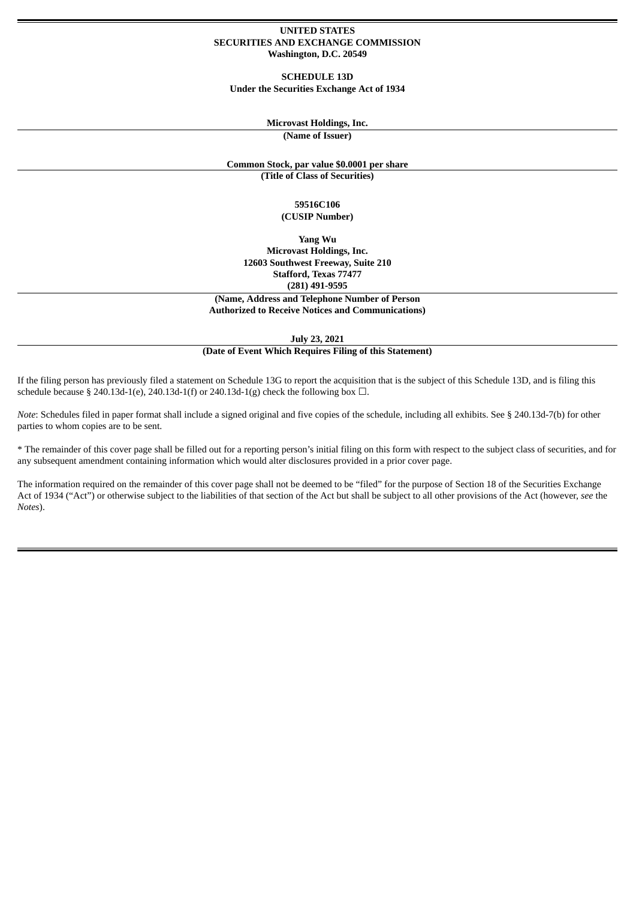**UNITED STATES**
**SECURITIES AND EXCHANGE COMMISSION**
**Washington, D.C. 20549**

**SCHEDULE 13D**
**Under the Securities Exchange Act of 1934**

**Microvast Holdings, Inc.**
**(Name of Issuer)**

**Common Stock, par value $0.0001 per share**
**(Title of Class of Securities)**

**59516C106**
**(CUSIP Number)**

**Yang Wu**
**Microvast Holdings, Inc.**
**12603 Southwest Freeway, Suite 210**
**Stafford, Texas 77477**
**(281) 491-9595**
**(Name, Address and Telephone Number of Person Authorized to Receive Notices and Communications)**

**July 23, 2021**
**(Date of Event Which Requires Filing of this Statement)**

If the filing person has previously filed a statement on Schedule 13G to report the acquisition that is the subject of this Schedule 13D, and is filing this schedule because § 240.13d-1(e), 240.13d-1(f) or 240.13d-1(g) check the following box ☐.

*Note*: Schedules filed in paper format shall include a signed original and five copies of the schedule, including all exhibits. See § 240.13d-7(b) for other parties to whom copies are to be sent.

* The remainder of this cover page shall be filled out for a reporting person's initial filing on this form with respect to the subject class of securities, and for any subsequent amendment containing information which would alter disclosures provided in a prior cover page.

The information required on the remainder of this cover page shall not be deemed to be "filed" for the purpose of Section 18 of the Securities Exchange Act of 1934 ("Act") or otherwise subject to the liabilities of that section of the Act but shall be subject to all other provisions of the Act (however, *see* the *Notes*).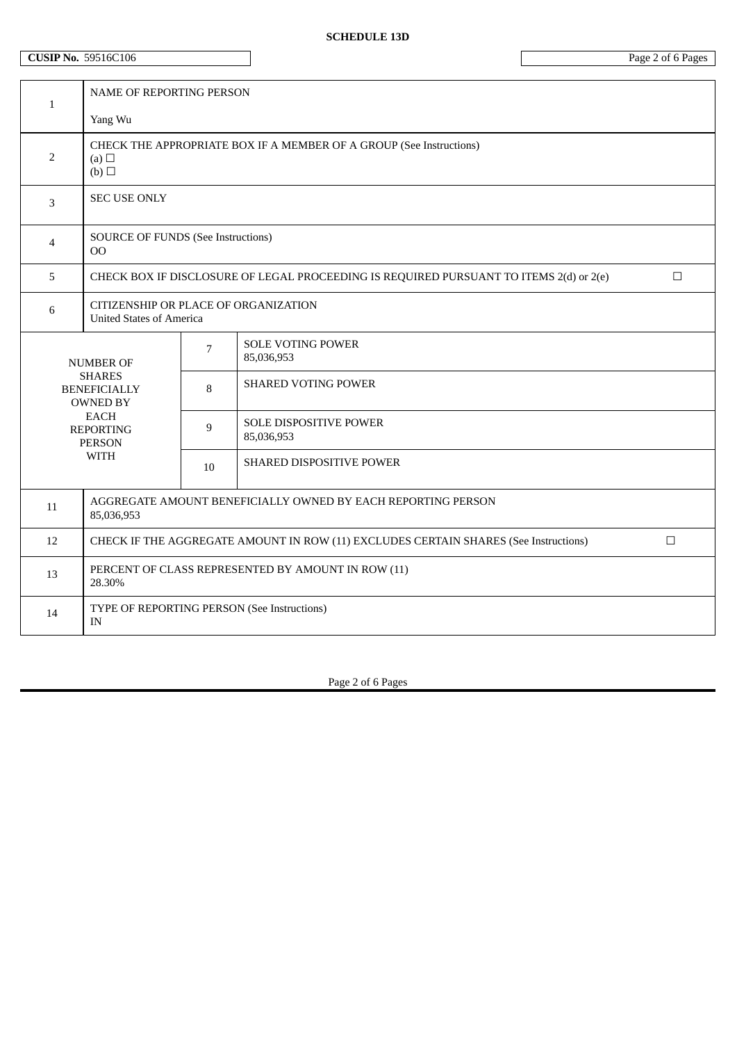**SCHEDULE 13D**

| **CUSIP No.** 59516C106 | |
|---|---|

| | | | |
|---|---|---|---|
| 1 | NAME OF REPORTING PERSON<br><br>Yang Wu | | |
| 2 | CHECK THE APPROPRIATE BOX IF A MEMBER OF A GROUP (See Instructions)<br>(a) ☐<br>(b) ☐ | | |
| 3 | SEC USE ONLY | | |
| 4 | SOURCE OF FUNDS (See Instructions)<br>OO | | |
| 5 | CHECK BOX IF DISCLOSURE OF LEGAL PROCEEDING IS REQUIRED PURSUANT TO ITEMS 2(d) or 2(e) ☐ | | |
| 6 | CITIZENSHIP OR PLACE OF ORGANIZATION<br>United States of America | | |
| NUMBER OF SHARES BENEFICIALLY OWNED BY EACH REPORTING PERSON WITH | | 7 | SOLE VOTING POWER<br>85,036,953 |
| | | 8 | SHARED VOTING POWER |
| | | 9 | SOLE DISPOSITIVE POWER<br>85,036,953 |
| | | 10 | SHARED DISPOSITIVE POWER |
| 11 | AGGREGATE AMOUNT BENEFICIALLY OWNED BY EACH REPORTING PERSON<br>85,036,953 | | |
| 12 | CHECK IF THE AGGREGATE AMOUNT IN ROW (11) EXCLUDES CERTAIN SHARES (See Instructions) ☐ | | |
| 13 | PERCENT OF CLASS REPRESENTED BY AMOUNT IN ROW (11)<br>28.30% | | |
| 14 | TYPE OF REPORTING PERSON (See Instructions)<br>IN | | |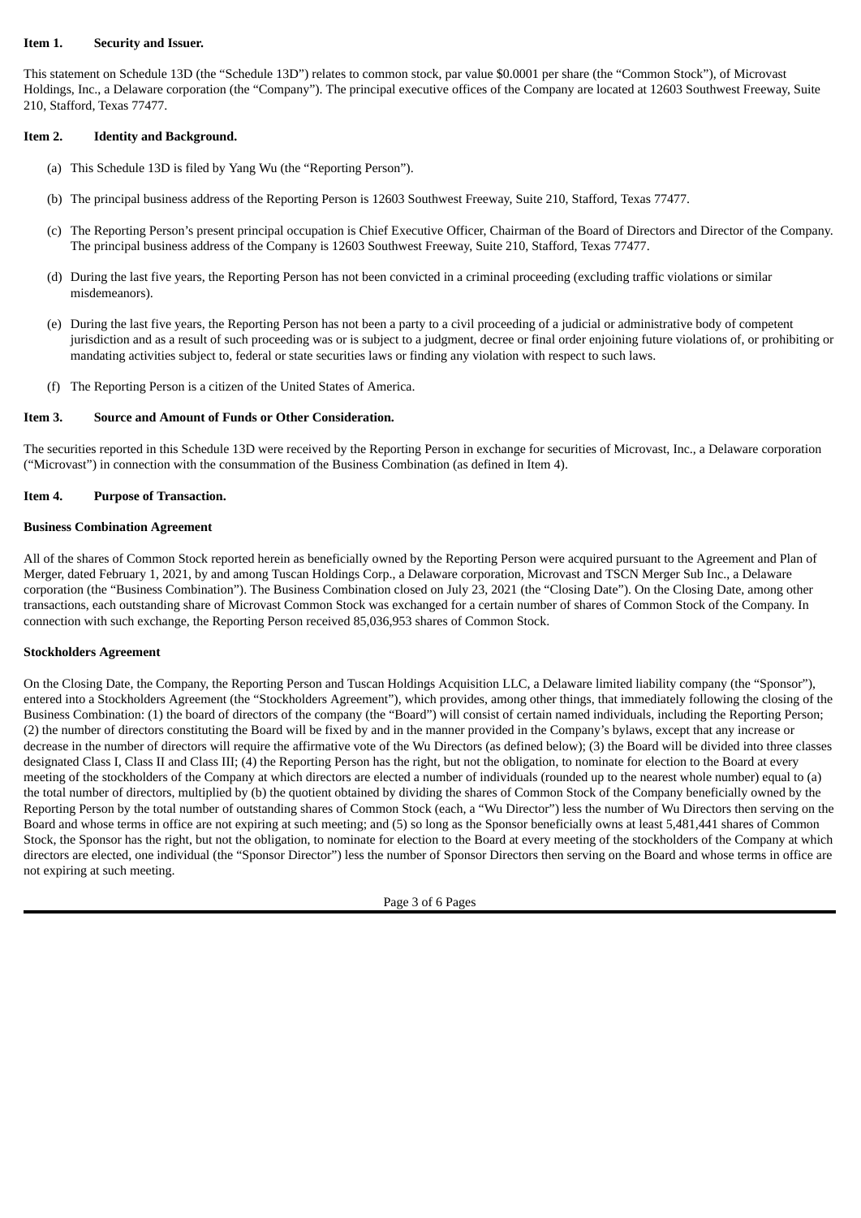**Item 1. Security and Issuer.**

This statement on Schedule 13D (the "Schedule 13D") relates to common stock, par value $0.0001 per share (the "Common Stock"), of Microvast Holdings, Inc., a Delaware corporation (the "Company"). The principal executive offices of the Company are located at 12603 Southwest Freeway, Suite 210, Stafford, Texas 77477.

**Item 2. Identity and Background.**

(a) This Schedule 13D is filed by Yang Wu (the "Reporting Person").

(b) The principal business address of the Reporting Person is 12603 Southwest Freeway, Suite 210, Stafford, Texas 77477.

(c) The Reporting Person's present principal occupation is Chief Executive Officer, Chairman of the Board of Directors and Director of the Company. The principal business address of the Company is 12603 Southwest Freeway, Suite 210, Stafford, Texas 77477.

(d) During the last five years, the Reporting Person has not been convicted in a criminal proceeding (excluding traffic violations or similar misdemeanors).

(e) During the last five years, the Reporting Person has not been a party to a civil proceeding of a judicial or administrative body of competent jurisdiction and as a result of such proceeding was or is subject to a judgment, decree or final order enjoining future violations of, or prohibiting or mandating activities subject to, federal or state securities laws or finding any violation with respect to such laws.

(f) The Reporting Person is a citizen of the United States of America.

**Item 3. Source and Amount of Funds or Other Consideration.**

The securities reported in this Schedule 13D were received by the Reporting Person in exchange for securities of Microvast, Inc., a Delaware corporation ("Microvast") in connection with the consummation of the Business Combination (as defined in Item 4).

**Item 4. Purpose of Transaction.**

**Business Combination Agreement**

All of the shares of Common Stock reported herein as beneficially owned by the Reporting Person were acquired pursuant to the Agreement and Plan of Merger, dated February 1, 2021, by and among Tuscan Holdings Corp., a Delaware corporation, Microvast and TSCN Merger Sub Inc., a Delaware corporation (the "Business Combination"). The Business Combination closed on July 23, 2021 (the "Closing Date"). On the Closing Date, among other transactions, each outstanding share of Microvast Common Stock was exchanged for a certain number of shares of Common Stock of the Company. In connection with such exchange, the Reporting Person received 85,036,953 shares of Common Stock.

**Stockholders Agreement**

On the Closing Date, the Company, the Reporting Person and Tuscan Holdings Acquisition LLC, a Delaware limited liability company (the "Sponsor"), entered into a Stockholders Agreement (the "Stockholders Agreement"), which provides, among other things, that immediately following the closing of the Business Combination: (1) the board of directors of the company (the "Board") will consist of certain named individuals, including the Reporting Person; (2) the number of directors constituting the Board will be fixed by and in the manner provided in the Company's bylaws, except that any increase or decrease in the number of directors will require the affirmative vote of the Wu Directors (as defined below); (3) the Board will be divided into three classes designated Class I, Class II and Class III; (4) the Reporting Person has the right, but not the obligation, to nominate for election to the Board at every meeting of the stockholders of the Company at which directors are elected a number of individuals (rounded up to the nearest whole number) equal to (a) the total number of directors, multiplied by (b) the quotient obtained by dividing the shares of Common Stock of the Company beneficially owned by the Reporting Person by the total number of outstanding shares of Common Stock (each, a "Wu Director") less the number of Wu Directors then serving on the Board and whose terms in office are not expiring at such meeting; and (5) so long as the Sponsor beneficially owns at least 5,481,441 shares of Common Stock, the Sponsor has the right, but not the obligation, to nominate for election to the Board at every meeting of the stockholders of the Company at which directors are elected, one individual (the "Sponsor Director") less the number of Sponsor Directors then serving on the Board and whose terms in office are not expiring at such meeting.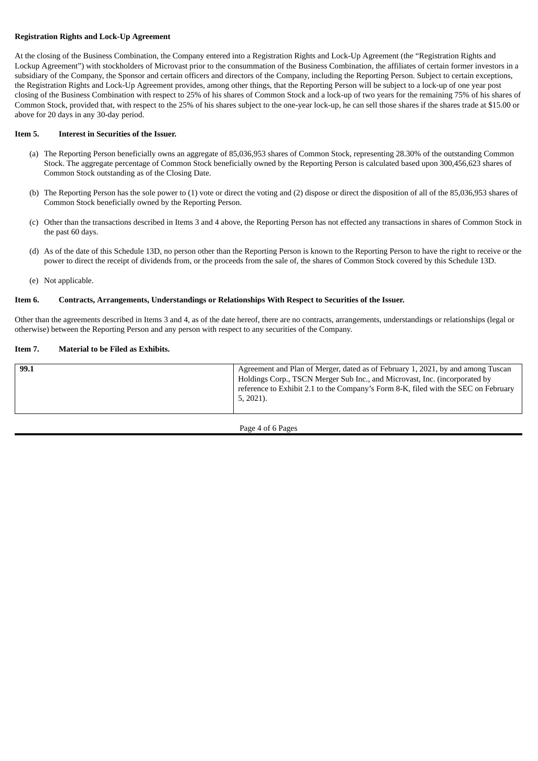**Registration Rights and Lock-Up Agreement**

At the closing of the Business Combination, the Company entered into a Registration Rights and Lock-Up Agreement (the "Registration Rights and Lockup Agreement") with stockholders of Microvast prior to the consummation of the Business Combination, the affiliates of certain former investors in a subsidiary of the Company, the Sponsor and certain officers and directors of the Company, including the Reporting Person. Subject to certain exceptions, the Registration Rights and Lock-Up Agreement provides, among other things, that the Reporting Person will be subject to a lock-up of one year post closing of the Business Combination with respect to 25% of his shares of Common Stock and a lock-up of two years for the remaining 75% of his shares of Common Stock, provided that, with respect to the 25% of his shares subject to the one-year lock-up, he can sell those shares if the shares trade at $15.00 or above for 20 days in any 30-day period.

**Item 5. Interest in Securities of the Issuer.**

(a) The Reporting Person beneficially owns an aggregate of 85,036,953 shares of Common Stock, representing 28.30% of the outstanding Common Stock. The aggregate percentage of Common Stock beneficially owned by the Reporting Person is calculated based upon 300,456,623 shares of Common Stock outstanding as of the Closing Date.

(b) The Reporting Person has the sole power to (1) vote or direct the voting and (2) dispose or direct the disposition of all of the 85,036,953 shares of Common Stock beneficially owned by the Reporting Person.

(c) Other than the transactions described in Items 3 and 4 above, the Reporting Person has not effected any transactions in shares of Common Stock in the past 60 days.

(d) As of the date of this Schedule 13D, no person other than the Reporting Person is known to the Reporting Person to have the right to receive or the power to direct the receipt of dividends from, or the proceeds from the sale of, the shares of Common Stock covered by this Schedule 13D.

(e) Not applicable.

**Item 6. Contracts, Arrangements, Understandings or Relationships With Respect to Securities of the Issuer.**

Other than the agreements described in Items 3 and 4, as of the date hereof, there are no contracts, arrangements, understandings or relationships (legal or otherwise) between the Reporting Person and any person with respect to any securities of the Company.

**Item 7. Material to be Filed as Exhibits.**

| | |
|---|---|
| **99.1** | Agreement and Plan of Merger, dated as of February 1, 2021, by and among Tuscan Holdings Corp., TSCN Merger Sub Inc., and Microvast, Inc. (incorporated by reference to Exhibit 2.1 to the Company's Form 8-K, filed with the SEC on February 5, 2021). |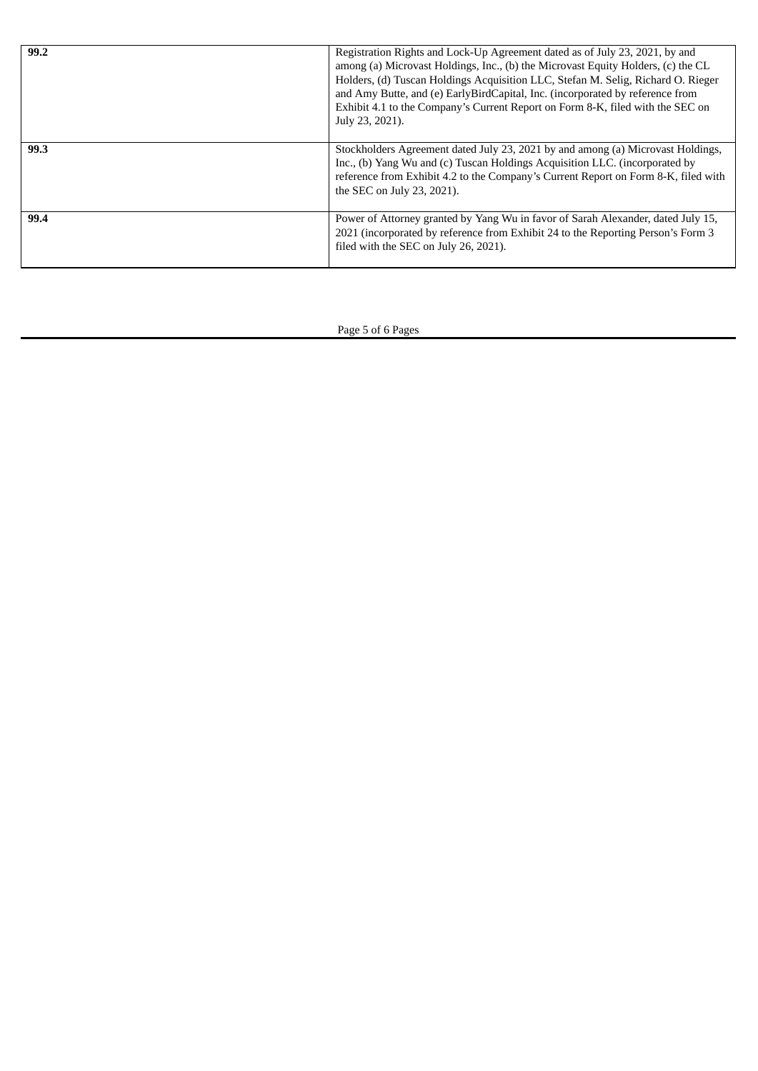| | |
|---|---|
| **99.2** | Registration Rights and Lock-Up Agreement dated as of July 23, 2021, by and among (a) Microvast Holdings, Inc., (b) the Microvast Equity Holders, (c) the CL Holders, (d) Tuscan Holdings Acquisition LLC, Stefan M. Selig, Richard O. Rieger and Amy Butte, and (e) EarlyBirdCapital, Inc. (incorporated by reference from Exhibit 4.1 to the Company's Current Report on Form 8-K, filed with the SEC on July 23, 2021). |
| **99.3** | Stockholders Agreement dated July 23, 2021 by and among (a) Microvast Holdings, Inc., (b) Yang Wu and (c) Tuscan Holdings Acquisition LLC. (incorporated by reference from Exhibit 4.2 to the Company's Current Report on Form 8-K, filed with the SEC on July 23, 2021). |
| **99.4** | Power of Attorney granted by Yang Wu in favor of Sarah Alexander, dated July 15, 2021 (incorporated by reference from Exhibit 24 to the Reporting Person's Form 3 filed with the SEC on July 26, 2021). |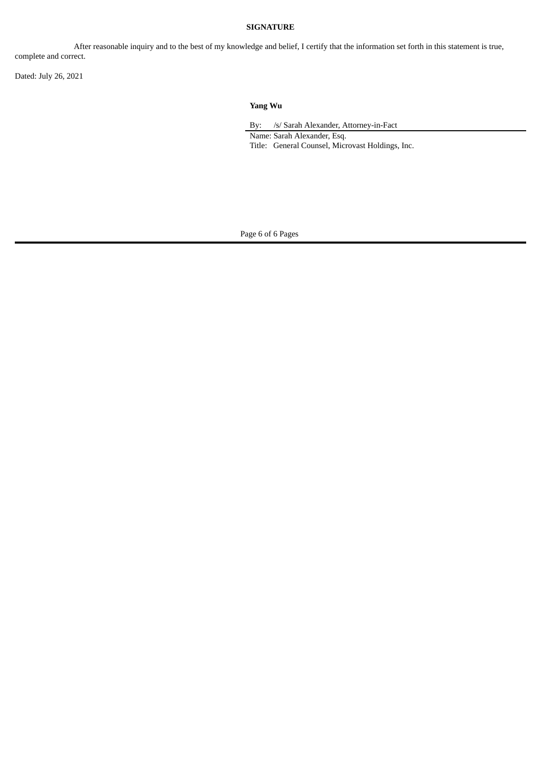**SIGNATURE**

After reasonable inquiry and to the best of my knowledge and belief, I certify that the information set forth in this statement is true, complete and correct.

Dated: July 26, 2021

**Yang Wu**

By: /s/ Sarah Alexander, Attorney-in-Fact

Name: Sarah Alexander, Esq.

Title: General Counsel, Microvast Holdings, Inc.